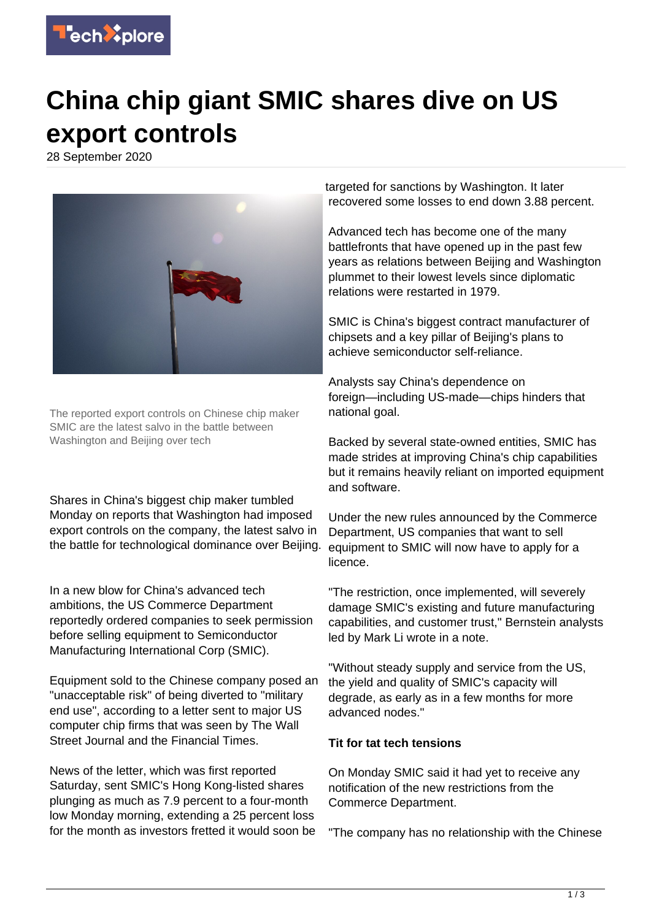# China chip giant SMIC shares dive on US export controls

28 September 2020

The reported export controls on Chinese chip maker SMIC are the latest salvo in the battle between Washington and Beijing over tech

Shares in China's biggest chip maker tumbled Monday on reports that Washington had imposed export controls on the company, the latest salvo in the battle for technological dominance over Beijing.

In a new blow for China's advanced tech ambitions, the US Commerce Department reportedly ordered companies to seek permission before selling equipment to Semiconductor Manufacturing International Corp (SMIC).

Equipment sold to the Chinese company posed an "unacceptable risk" of being diverted to "military end use", according to a letter sent to major US computer chip firms that was seen by The Wall Street Journal and the Financial Times.

News of the letter, which was first reported Saturday, sent SMIC's Hong Kong-listed shares plunging as much as 7.9 percent to a four-month low Monday morning, extending a 25 percent loss for the month as investors fretted it would soon be targeted for sanctions by Washington. It later recovered some losses to end down 3.88 percent.

Advanced tech has become one of the many battlefronts that have opened up in the past few years as relations between Beijing and Washington plummet to their lowest levels since diplomatic relations were restarted in 1979.

SMIC is China's biggest contract manufacturer of chipsets and a key pillar of Beijing's plans to achieve semiconductor self-reliance.

Analysts say China's dependence on foreign—including US-made—chips hinders that national goal.

Backed by several state-owned entities, SMIC has made strides at improving China's chip capabilities but it remains heavily reliant on imported equipment and software.

Under the new rules announced by the Commerce Department, US companies that want to sell equipment to SMIC will now have to apply for a licence.

"The restriction, once implemented, will severely damage SMIC's existing and future manufacturing capabilities, and customer trust," Bernstein analysts led by Mark Li wrote in a note.

"Without steady supply and service from the US, the yield and quality of SMIC's capacity will degrade, as early as in a few months for more advanced nodes."

### Tit for tat tech tensions

On Monday SMIC said it had yet to receive any notification of the new restrictions from the Commerce Department.

"The company has no relationship with the Chinese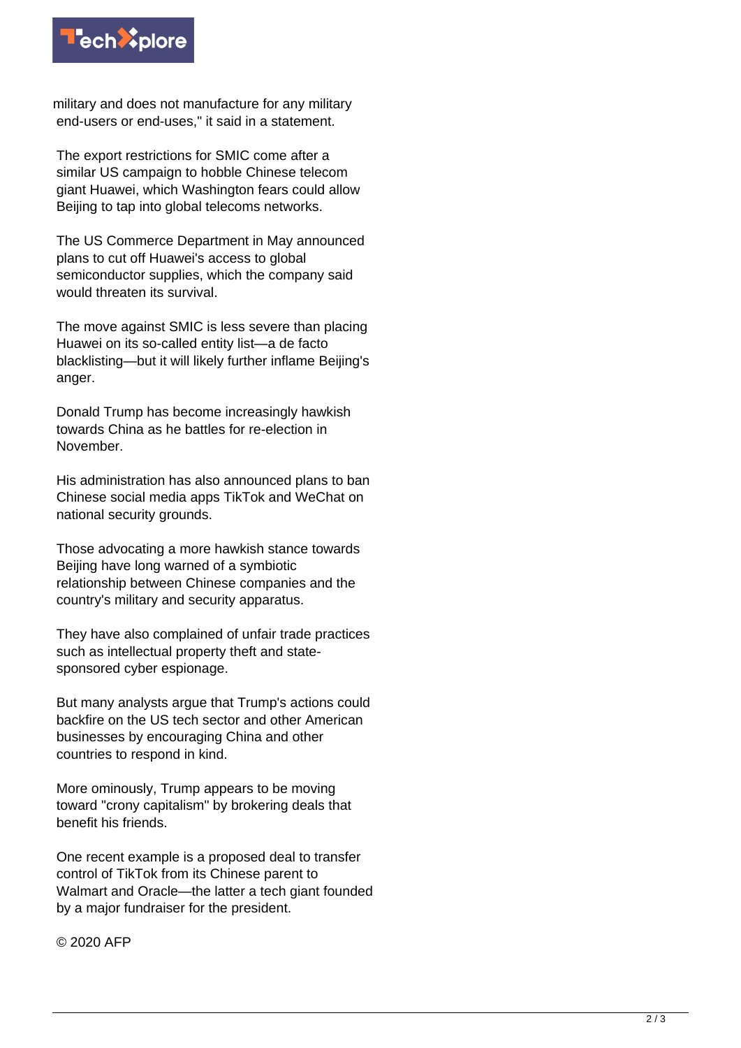military and does not manufacture for any military end-users or end-uses," it said in a statement.

The export restrictions for SMIC come after a similar US campaign to hobble Chinese telecom giant Huawei, which Washington fears could allow Beijing to tap into global telecoms networks.

The US Commerce Department in May announced plans to cut off Huawei's access to global semiconductor supplies, which the company said would threaten its survival.

The move against SMIC is less severe than placing Huawei on its so-called entity list—a de facto blacklisting—but it will likely further inflame Beijing's anger.

Donald Trump has become increasingly hawkish towards China as he battles for re-election in November.

His administration has also announced plans to ban Chinese social media apps TikTok and WeChat on national security grounds.

Those advocating a more hawkish stance towards Beijing have long warned of a symbiotic relationship between Chinese companies and the country's military and security apparatus.

They have also complained of unfair trade practices such as intellectual property theft and state-sponsored cyber espionage.

But many analysts argue that Trump's actions could backfire on the US tech sector and other American businesses by encouraging China and other countries to respond in kind.

More ominously, Trump appears to be moving toward "crony capitalism" by brokering deals that benefit his friends.

One recent example is a proposed deal to transfer control of TikTok from its Chinese parent to Walmart and Oracle—the latter a tech giant founded by a major fundraiser for the president.

© 2020 AFP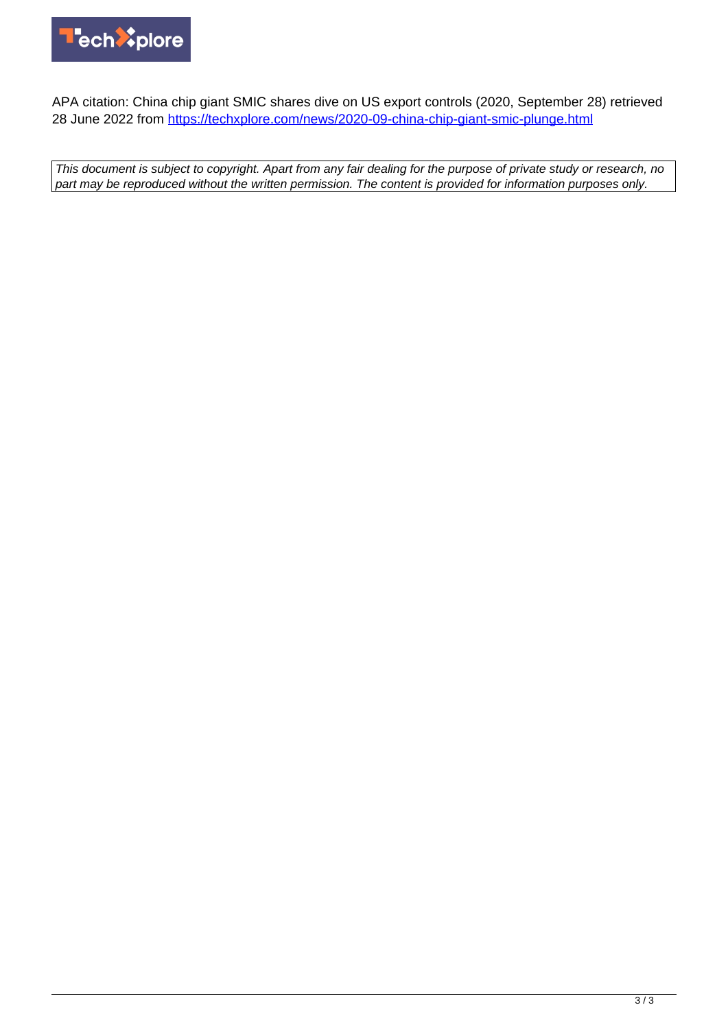APA citation: China chip giant SMIC shares dive on US export controls (2020, September 28) retrieved 28 June 2022 from https://techxplore.com/news/2020-09-china-chip-giant-smic-plunge.html

*This document is subject to copyright. Apart from any fair dealing for the purpose of private study or research, no part may be reproduced without the written permission. The content is provided for information purposes only.*